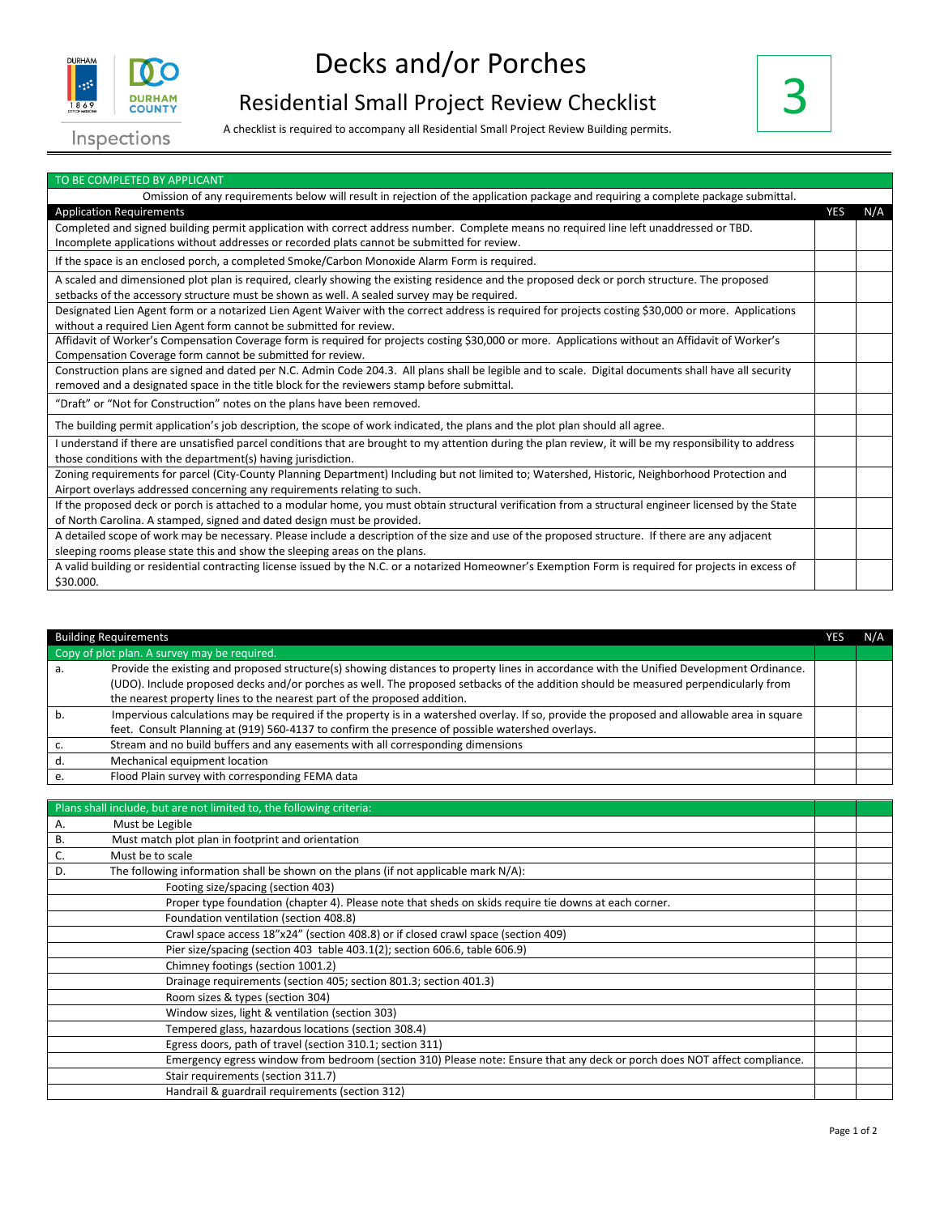# Decks and/or Porches

## Residential Small Project Review Checklist

A checklist is required to accompany all Residential Small Project Review Building permits.

**3**

Inspections

| TO BE COMPLETED BY APPLICANT | | |
|---|---|---|
| Omission of any requirements below will result in rejection of the application package and requiring a complete package submittal. | | |
| **Application Requirements** | **YES** | **N/A** |
| Completed and signed building permit application with correct address number. Complete means no required line left unaddressed or TBD. Incomplete applications without addresses or recorded plats cannot be submitted for review. | | |
| If the space is an enclosed porch, a completed Smoke/Carbon Monoxide Alarm Form is required. | | |
| A scaled and dimensioned plot plan is required, clearly showing the existing residence and the proposed deck or porch structure. The proposed setbacks of the accessory structure must be shown as well. A sealed survey may be required. | | |
| Designated Lien Agent form or a notarized Lien Agent Waiver with the correct address is required for projects costing $30,000 or more. Applications without a required Lien Agent form cannot be submitted for review. | | |
| Affidavit of Worker's Compensation Coverage form is required for projects costing $30,000 or more. Applications without an Affidavit of Worker's Compensation Coverage form cannot be submitted for review. | | |
| Construction plans are signed and dated per N.C. Admin Code 204.3. All plans shall be legible and to scale. Digital documents shall have all security removed and a designated space in the title block for the reviewers stamp before submittal. | | |
| "Draft" or "Not for Construction" notes on the plans have been removed. | | |
| The building permit application's job description, the scope of work indicated, the plans and the plot plan should all agree. | | |
| I understand if there are unsatisfied parcel conditions that are brought to my attention during the plan review, it will be my responsibility to address those conditions with the department(s) having jurisdiction. | | |
| Zoning requirements for parcel (City-County Planning Department) Including but not limited to; Watershed, Historic, Neighborhood Protection and Airport overlays addressed concerning any requirements relating to such. | | |
| If the proposed deck or porch is attached to a modular home, you must obtain structural verification from a structural engineer licensed by the State of North Carolina. A stamped, signed and dated design must be provided. | | |
| A detailed scope of work may be necessary. Please include a description of the size and use of the proposed structure. If there are any adjacent sleeping rooms please state this and show the sleeping areas on the plans. | | |
| A valid building or residential contracting license issued by the N.C. or a notarized Homeowner's Exemption Form is required for projects in excess of $30.000. | | |

| Building Requirements | | YES | N/A |
|---|---|---|---|
| Copy of plot plan. A survey may be required. | | | |
| a. | Provide the existing and proposed structure(s) showing distances to property lines in accordance with the Unified Development Ordinance. (UDO). Include proposed decks and/or porches as well. The proposed setbacks of the addition should be measured perpendicularly from the nearest property lines to the nearest part of the proposed addition. | | |
| b. | Impervious calculations may be required if the property is in a watershed overlay. If so, provide the proposed and allowable area in square feet. Consult Planning at (919) 560-4137 to confirm the presence of possible watershed overlays. | | |
| c. | Stream and no build buffers and any easements with all corresponding dimensions | | |
| d. | Mechanical equipment location | | |
| e. | Flood Plain survey with corresponding FEMA data | | |

| Plans shall include, but are not limited to, the following criteria: | | | |
|---|---|---|---|
| A. | Must be Legible | | |
| B. | Must match plot plan in footprint and orientation | | |
| C. | Must be to scale | | |
| D. | The following information shall be shown on the plans (if not applicable mark N/A): | | |
| | Footing size/spacing (section 403) | | |
| | Proper type foundation (chapter 4). Please note that sheds on skids require tie downs at each corner. | | |
| | Foundation ventilation (section 408.8) | | |
| | Crawl space access 18"x24" (section 408.8) or if closed crawl space (section 409) | | |
| | Pier size/spacing (section 403 table 403.1(2); section 606.6, table 606.9) | | |
| | Chimney footings (section 1001.2) | | |
| | Drainage requirements (section 405; section 801.3; section 401.3) | | |
| | Room sizes & types (section 304) | | |
| | Window sizes, light & ventilation (section 303) | | |
| | Tempered glass, hazardous locations (section 308.4) | | |
| | Egress doors, path of travel (section 310.1; section 311) | | |
| | Emergency egress window from bedroom (section 310) Please note: Ensure that any deck or porch does NOT affect compliance. | | |
| | Stair requirements (section 311.7) | | |
| | Handrail & guardrail requirements (section 312) | | |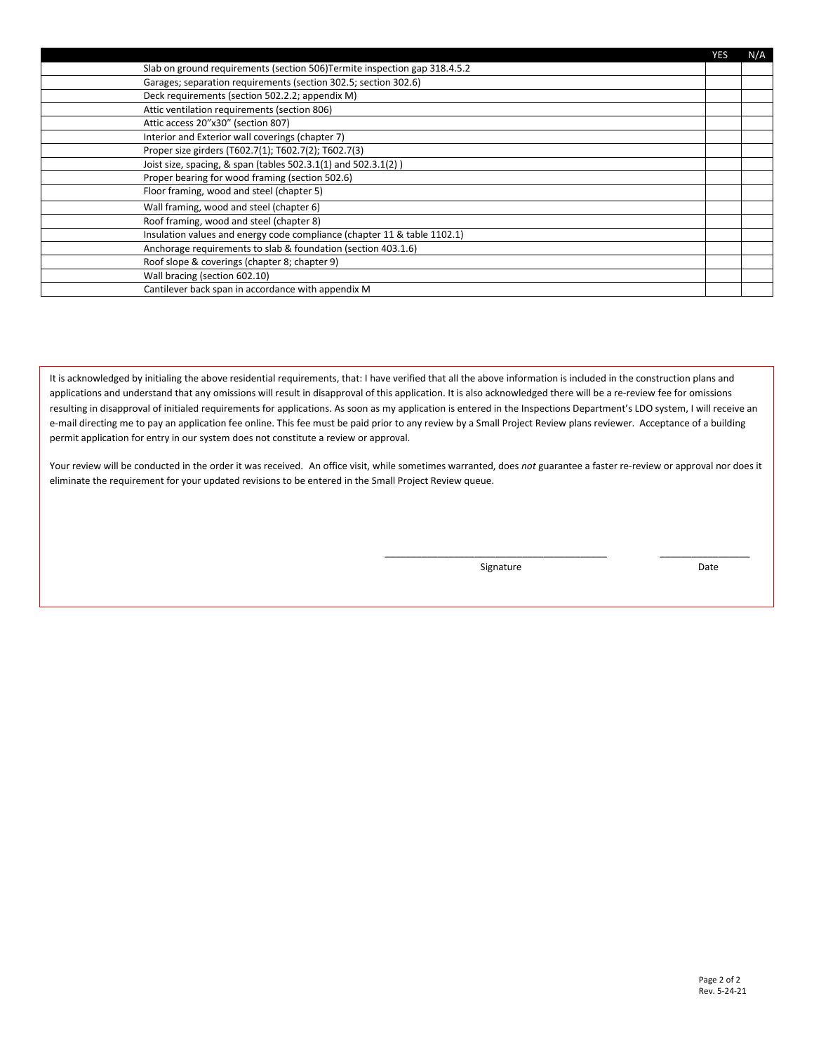| | YES | N/A |
|---|---|---|
| Slab on ground requirements (section 506)Termite inspection gap 318.4.5.2 | | |
| Garages; separation requirements (section 302.5; section 302.6) | | |
| Deck requirements (section 502.2.2; appendix M) | | |
| Attic ventilation requirements (section 806) | | |
| Attic access 20"x30" (section 807) | | |
| Interior and Exterior wall coverings (chapter 7) | | |
| Proper size girders (T602.7(1); T602.7(2); T602.7(3) | | |
| Joist size, spacing, & span (tables 502.3.1(1) and 502.3.1(2) ) | | |
| Proper bearing for wood framing (section 502.6) | | |
| Floor framing, wood and steel (chapter 5) | | |
| Wall framing, wood and steel (chapter 6) | | |
| Roof framing, wood and steel (chapter 8) | | |
| Insulation values and energy code compliance (chapter 11 & table 1102.1) | | |
| Anchorage requirements to slab & foundation (section 403.1.6) | | |
| Roof slope & coverings (chapter 8; chapter 9) | | |
| Wall bracing (section 602.10) | | |
| Cantilever back span in accordance with appendix M | | |

It is acknowledged by initialing the above residential requirements, that: I have verified that all the above information is included in the construction plans and applications and understand that any omissions will result in disapproval of this application. It is also acknowledged there will be a re-review fee for omissions resulting in disapproval of initialed requirements for applications. As soon as my application is entered in the Inspections Department's LDO system, I will receive an e-mail directing me to pay an application fee online. This fee must be paid prior to any review by a Small Project Review plans reviewer. Acceptance of a building permit application for entry in our system does not constitute a review or approval.

Your review will be conducted in the order it was received. An office visit, while sometimes warranted, does *not* guarantee a faster re-review or approval nor does it eliminate the requirement for your updated revisions to be entered in the Small Project Review queue.

\_\_\_\_\_\_\_\_\_\_\_\_\_\_\_\_\_\_\_\_\_\_\_\_\_\_\_\_\_\_\_\_\_\_\_\_ &nbsp;&nbsp;&nbsp;&nbsp; \_\_\_\_\_\_\_\_\_\_\_\_\_\_\_\_

Signature &nbsp;&nbsp;&nbsp;&nbsp; Date

Rev. 5-24-21